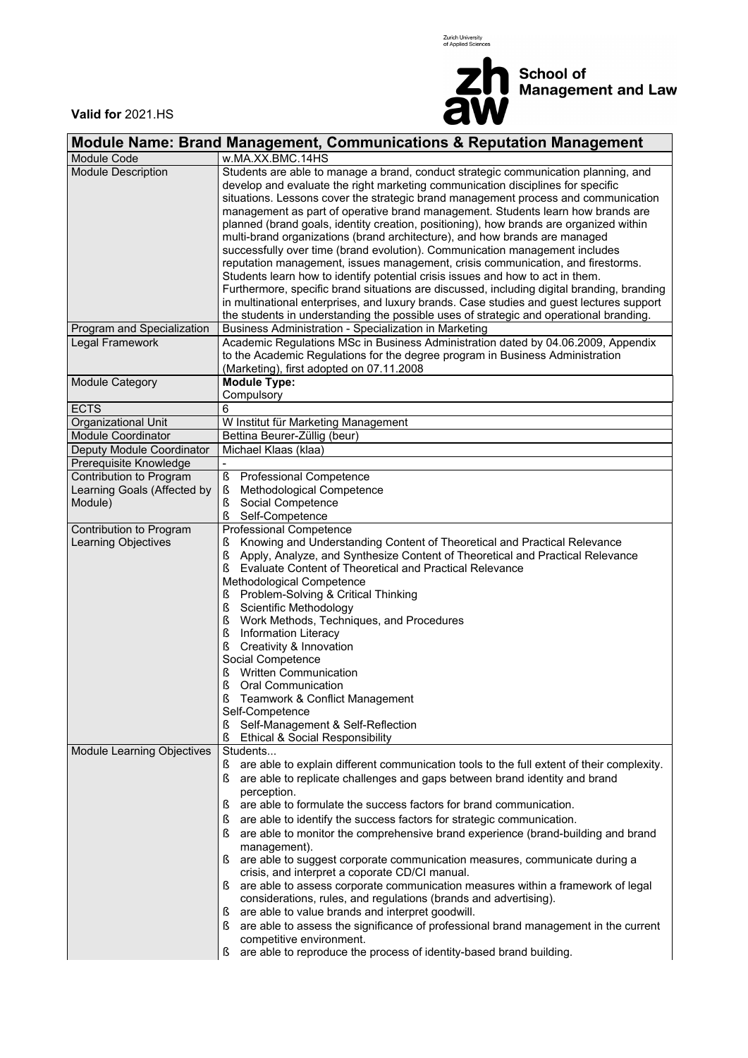**Valid for** 2021.HS

Zurich University of Applied Sciences

**School of Management and Law**

## Module Name: Brand Management, Communications & Reputation Management

| | |
|---|---|
| Module Code | w.MA.XX.BMC.14HS |
| Module Description | Students are able to manage a brand, conduct strategic communication planning, and develop and evaluate the right marketing communication disciplines for specific situations. Lessons cover the strategic brand management process and communication management as part of operative brand management. Students learn how brands are planned (brand goals, identity creation, positioning), how brands are organized within multi-brand organizations (brand architecture), and how brands are managed successfully over time (brand evolution). Communication management includes reputation management, issues management, crisis communication, and firestorms. Students learn how to identify potential crisis issues and how to act in them. Furthermore, specific brand situations are discussed, including digital branding, branding in multinational enterprises, and luxury brands. Case studies and guest lectures support the students in understanding the possible uses of strategic and operational branding. |
| Program and Specialization | Business Administration - Specialization in Marketing |
| Legal Framework | Academic Regulations MSc in Business Administration dated by 04.06.2009, Appendix to the Academic Regulations for the degree program in Business Administration (Marketing), first adopted on 07.11.2008 |
| Module Category | **Module Type:** Compulsory |
| ECTS | 6 |
| Organizational Unit | W Institut für Marketing Management |
| Module Coordinator | Bettina Beurer-Züllig (beur) |
| Deputy Module Coordinator | Michael Klaas (klaa) |
| Prerequisite Knowledge | - |
| Contribution to Program Learning Goals (Affected by Module) | ß Professional Competence<br>ß Methodological Competence<br>ß Social Competence<br>ß Self-Competence |
| Contribution to Program Learning Objectives | Professional Competence<br>ß Knowing and Understanding Content of Theoretical and Practical Relevance<br>ß Apply, Analyze, and Synthesize Content of Theoretical and Practical Relevance<br>ß Evaluate Content of Theoretical and Practical Relevance<br>Methodological Competence<br>ß Problem-Solving & Critical Thinking<br>ß Scientific Methodology<br>ß Work Methods, Techniques, and Procedures<br>ß Information Literacy<br>ß Creativity & Innovation<br>Social Competence<br>ß Written Communication<br>ß Oral Communication<br>ß Teamwork & Conflict Management<br>Self-Competence<br>ß Self-Management & Self-Reflection<br>ß Ethical & Social Responsibility |
| Module Learning Objectives | Students...<br>ß are able to explain different communication tools to the full extent of their complexity.<br>ß are able to replicate challenges and gaps between brand identity and brand perception.<br>ß are able to formulate the success factors for brand communication.<br>ß are able to identify the success factors for strategic communication.<br>ß are able to monitor the comprehensive brand experience (brand-building and brand management).<br>ß are able to suggest corporate communication measures, communicate during a crisis, and interpret a coporate CD/CI manual.<br>ß are able to assess corporate communication measures within a framework of legal considerations, rules, and regulations (brands and advertising).<br>ß are able to value brands and interpret goodwill.<br>ß are able to assess the significance of professional brand management in the current competitive environment.<br>ß are able to reproduce the process of identity-based brand building. |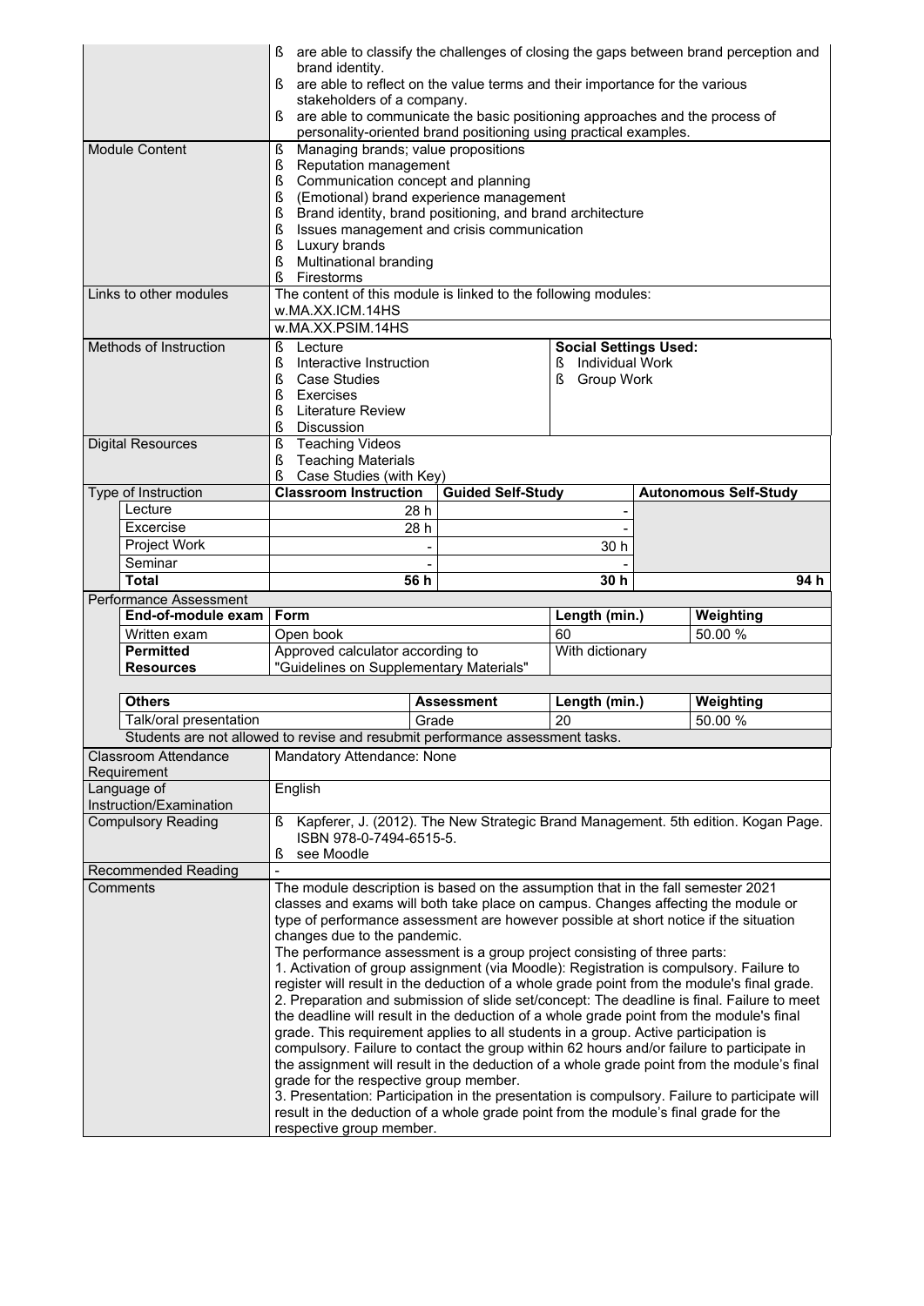| | |
|---|---|
| | ß are able to classify the challenges of closing the gaps between brand perception and brand identity.<br>ß are able to reflect on the value terms and their importance for the various stakeholders of a company.<br>ß are able to communicate the basic positioning approaches and the process of personality-oriented brand positioning using practical examples. |
| Module Content | ß Managing brands; value propositions<br>ß Reputation management<br>ß Communication concept and planning<br>ß (Emotional) brand experience management<br>ß Brand identity, brand positioning, and brand architecture<br>ß Issues management and crisis communication<br>ß Luxury brands<br>ß Multinational branding<br>ß Firestorms |
| Links to other modules | The content of this module is linked to the following modules:<br>w.MA.XX.ICM.14HS<br>w.MA.XX.PSIM.14HS |
| Methods of Instruction | ß Lecture<br>ß Interactive Instruction<br>ß Case Studies<br>ß Exercises<br>ß Literature Review<br>ß Discussion<br>**Social Settings Used:**<br>ß Individual Work<br>ß Group Work |
| Digital Resources | ß Teaching Videos<br>ß Teaching Materials<br>ß Case Studies (with Key) |

| Type of Instruction | Classroom Instruction | Guided Self-Study | Autonomous Self-Study |
|---|---|---|---|
| Lecture | 28 h | - | |
| Excercise | 28 h | - | |
| Project Work | - | 30 h | |
| Seminar | - | - | |
| **Total** | **56 h** | **30 h** | **94 h** |

**Performance Assessment**

| End-of-module exam | Form | Length (min.) | Weighting |
|---|---|---|---|
| Written exam | Open book | 60 | 50.00 % |
| **Permitted Resources** | Approved calculator according to "Guidelines on Supplementary Materials" | With dictionary | |

| Others | Assessment | Length (min.) | Weighting |
|---|---|---|---|
| Talk/oral presentation | Grade | 20 | 50.00 % |

Students are not allowed to revise and resubmit performance assessment tasks.

| | |
|---|---|
| Classroom Attendance Requirement | Mandatory Attendance: None |
| Language of Instruction/Examination | English |
| Compulsory Reading | ß Kapferer, J. (2012). The New Strategic Brand Management. 5th edition. Kogan Page. ISBN 978-0-7494-6515-5.<br>ß see Moodle |
| Recommended Reading | - |
| Comments | The module description is based on the assumption that in the fall semester 2021 classes and exams will both take place on campus. Changes affecting the module or type of performance assessment are however possible at short notice if the situation changes due to the pandemic.<br>The performance assessment is a group project consisting of three parts:<br>1. Activation of group assignment (via Moodle): Registration is compulsory. Failure to register will result in the deduction of a whole grade point from the module's final grade.<br>2. Preparation and submission of slide set/concept: The deadline is final. Failure to meet the deadline will result in the deduction of a whole grade point from the module's final grade. This requirement applies to all students in a group. Active participation is compulsory. Failure to contact the group within 62 hours and/or failure to participate in the assignment will result in the deduction of a whole grade point from the module's final grade for the respective group member.<br>3. Presentation: Participation in the presentation is compulsory. Failure to participate will result in the deduction of a whole grade point from the module's final grade for the respective group member. |